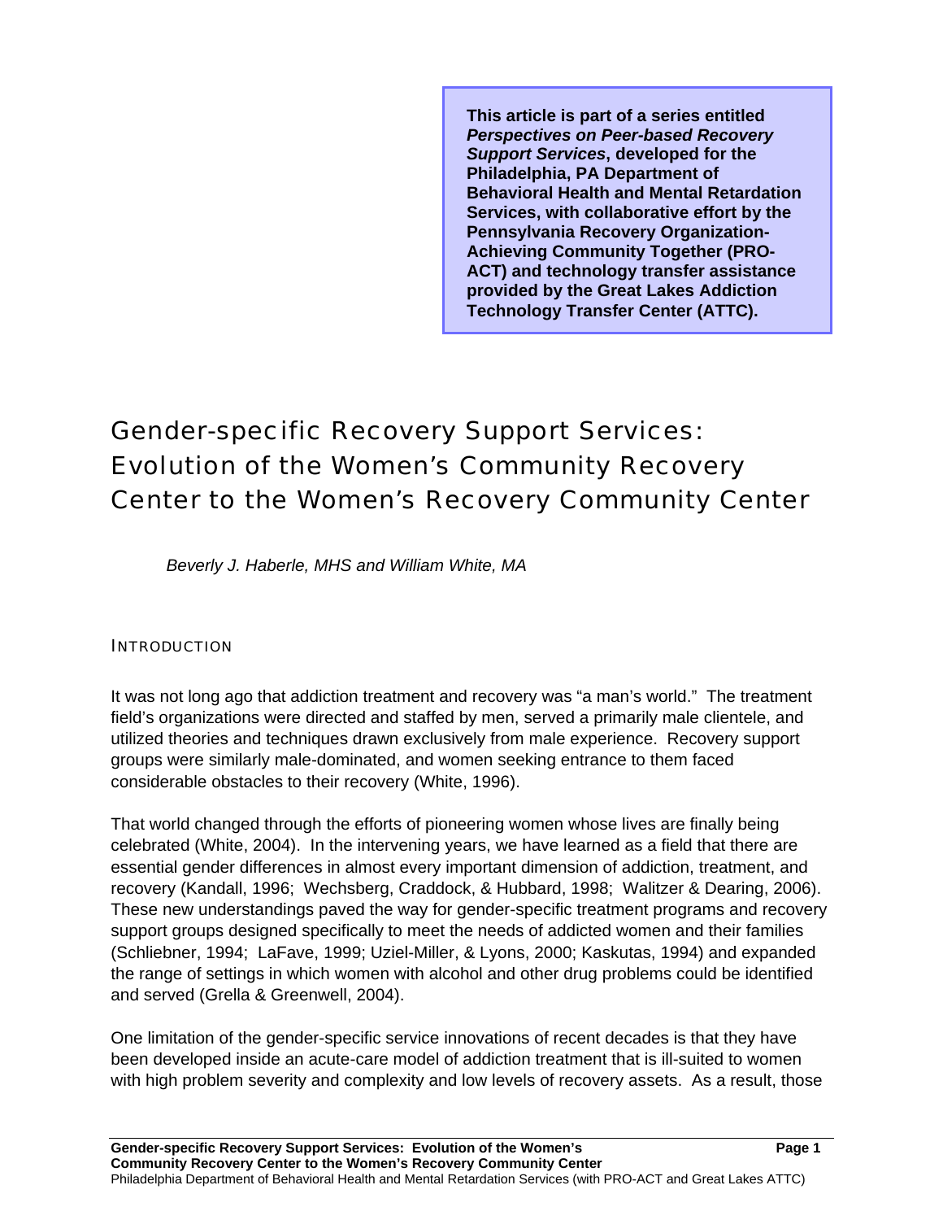**This article is part of a series entitled *Perspectives on Peer-based Recovery Support Services*, developed for the Philadelphia, PA Department of Behavioral Health and Mental Retardation Services, with collaborative effort by the Pennsylvania Recovery Organization-Achieving Community Together (PRO-ACT) and technology transfer assistance provided by the Great Lakes Addiction Technology Transfer Center (ATTC).**

# Gender-specific Recovery Support Services: Evolution of the Women's Community Recovery Center to the Women's Recovery Community Center

*Beverly J. Haberle, MHS and William White, MA*

## INTRODUCTION

It was not long ago that addiction treatment and recovery was "a man's world." The treatment field's organizations were directed and staffed by men, served a primarily male clientele, and utilized theories and techniques drawn exclusively from male experience. Recovery support groups were similarly male-dominated, and women seeking entrance to them faced considerable obstacles to their recovery (White, 1996).

That world changed through the efforts of pioneering women whose lives are finally being celebrated (White, 2004). In the intervening years, we have learned as a field that there are essential gender differences in almost every important dimension of addiction, treatment, and recovery (Kandall, 1996; Wechsberg, Craddock, & Hubbard, 1998; Walitzer & Dearing, 2006). These new understandings paved the way for gender-specific treatment programs and recovery support groups designed specifically to meet the needs of addicted women and their families (Schliebner, 1994; LaFave, 1999; Uziel-Miller, & Lyons, 2000; Kaskutas, 1994) and expanded the range of settings in which women with alcohol and other drug problems could be identified and served (Grella & Greenwell, 2004).

One limitation of the gender-specific service innovations of recent decades is that they have been developed inside an acute-care model of addiction treatment that is ill-suited to women with high problem severity and complexity and low levels of recovery assets. As a result, those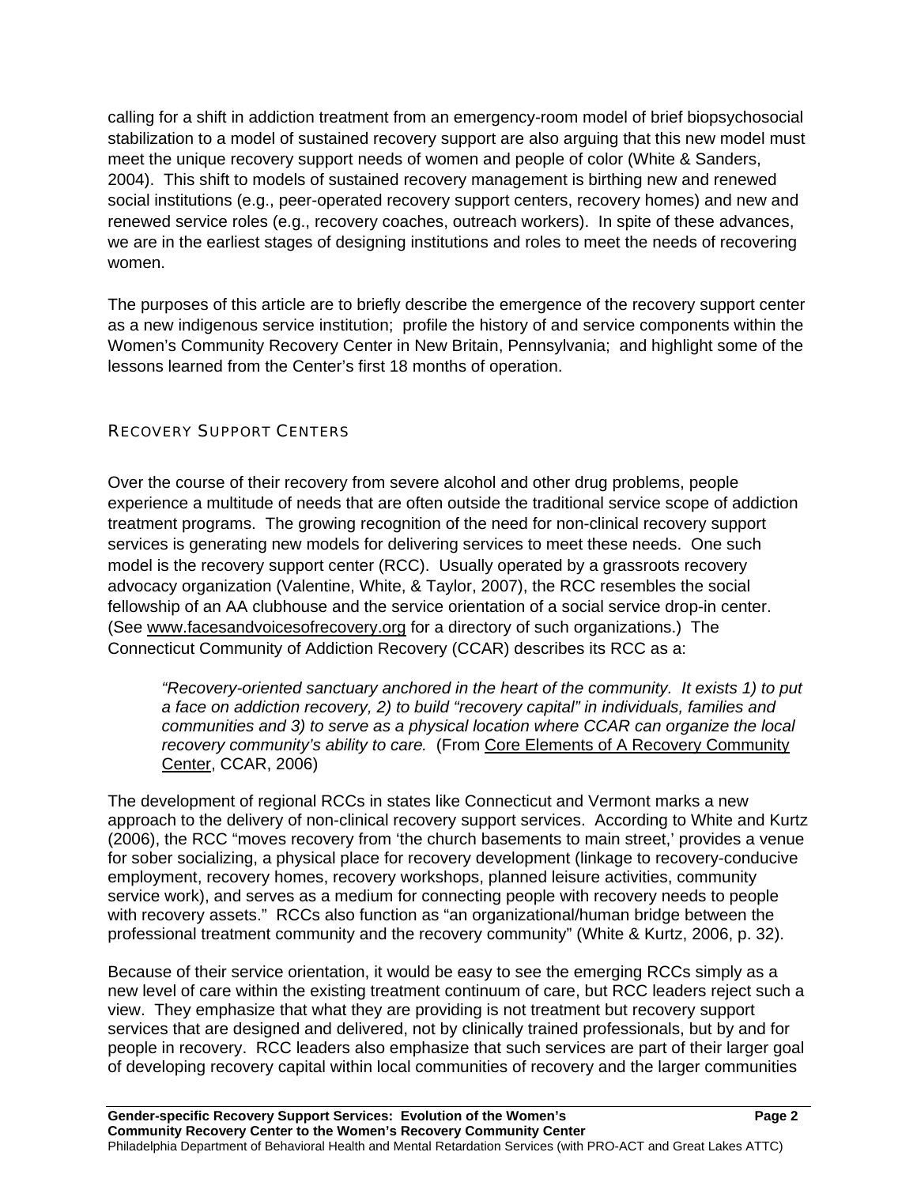calling for a shift in addiction treatment from an emergency-room model of brief biopsychosocial stabilization to a model of sustained recovery support are also arguing that this new model must meet the unique recovery support needs of women and people of color (White & Sanders, 2004). This shift to models of sustained recovery management is birthing new and renewed social institutions (e.g., peer-operated recovery support centers, recovery homes) and new and renewed service roles (e.g., recovery coaches, outreach workers). In spite of these advances, we are in the earliest stages of designing institutions and roles to meet the needs of recovering women.

The purposes of this article are to briefly describe the emergence of the recovery support center as a new indigenous service institution; profile the history of and service components within the Women's Community Recovery Center in New Britain, Pennsylvania; and highlight some of the lessons learned from the Center's first 18 months of operation.

## RECOVERY SUPPORT CENTERS

Over the course of their recovery from severe alcohol and other drug problems, people experience a multitude of needs that are often outside the traditional service scope of addiction treatment programs. The growing recognition of the need for non-clinical recovery support services is generating new models for delivering services to meet these needs. One such model is the recovery support center (RCC). Usually operated by a grassroots recovery advocacy organization (Valentine, White, & Taylor, 2007), the RCC resembles the social fellowship of an AA clubhouse and the service orientation of a social service drop-in center. (See www.facesandvoicesofrecovery.org for a directory of such organizations.) The Connecticut Community of Addiction Recovery (CCAR) describes its RCC as a:

> *"Recovery-oriented sanctuary anchored in the heart of the community. It exists 1) to put a face on addiction recovery, 2) to build "recovery capital" in individuals, families and communities and 3) to serve as a physical location where CCAR can organize the local recovery community's ability to care.* (From Core Elements of A Recovery Community Center, CCAR, 2006)

The development of regional RCCs in states like Connecticut and Vermont marks a new approach to the delivery of non-clinical recovery support services. According to White and Kurtz (2006), the RCC "moves recovery from 'the church basements to main street,' provides a venue for sober socializing, a physical place for recovery development (linkage to recovery-conducive employment, recovery homes, recovery workshops, planned leisure activities, community service work), and serves as a medium for connecting people with recovery needs to people with recovery assets." RCCs also function as "an organizational/human bridge between the professional treatment community and the recovery community" (White & Kurtz, 2006, p. 32).

Because of their service orientation, it would be easy to see the emerging RCCs simply as a new level of care within the existing treatment continuum of care, but RCC leaders reject such a view. They emphasize that what they are providing is not treatment but recovery support services that are designed and delivered, not by clinically trained professionals, but by and for people in recovery. RCC leaders also emphasize that such services are part of their larger goal of developing recovery capital within local communities of recovery and the larger communities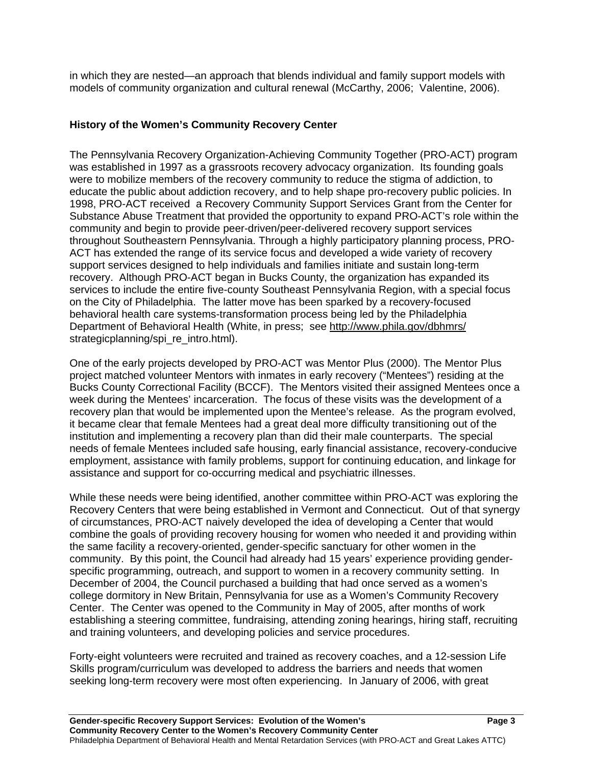in which they are nested—an approach that blends individual and family support models with models of community organization and cultural renewal (McCarthy, 2006; Valentine, 2006).

**History of the Women's Community Recovery Center**

The Pennsylvania Recovery Organization-Achieving Community Together (PRO-ACT) program was established in 1997 as a grassroots recovery advocacy organization. Its founding goals were to mobilize members of the recovery community to reduce the stigma of addiction, to educate the public about addiction recovery, and to help shape pro-recovery public policies. In 1998, PRO-ACT received a Recovery Community Support Services Grant from the Center for Substance Abuse Treatment that provided the opportunity to expand PRO-ACT's role within the community and begin to provide peer-driven/peer-delivered recovery support services throughout Southeastern Pennsylvania. Through a highly participatory planning process, PRO-ACT has extended the range of its service focus and developed a wide variety of recovery support services designed to help individuals and families initiate and sustain long-term recovery. Although PRO-ACT began in Bucks County, the organization has expanded its services to include the entire five-county Southeast Pennsylvania Region, with a special focus on the City of Philadelphia. The latter move has been sparked by a recovery-focused behavioral health care systems-transformation process being led by the Philadelphia Department of Behavioral Health (White, in press; see http://www.phila.gov/dbhmrs/strategicplanning/spi_re_intro.html).

One of the early projects developed by PRO-ACT was Mentor Plus (2000). The Mentor Plus project matched volunteer Mentors with inmates in early recovery ("Mentees") residing at the Bucks County Correctional Facility (BCCF). The Mentors visited their assigned Mentees once a week during the Mentees' incarceration. The focus of these visits was the development of a recovery plan that would be implemented upon the Mentee's release. As the program evolved, it became clear that female Mentees had a great deal more difficulty transitioning out of the institution and implementing a recovery plan than did their male counterparts. The special needs of female Mentees included safe housing, early financial assistance, recovery-conducive employment, assistance with family problems, support for continuing education, and linkage for assistance and support for co-occurring medical and psychiatric illnesses.

While these needs were being identified, another committee within PRO-ACT was exploring the Recovery Centers that were being established in Vermont and Connecticut. Out of that synergy of circumstances, PRO-ACT naively developed the idea of developing a Center that would combine the goals of providing recovery housing for women who needed it and providing within the same facility a recovery-oriented, gender-specific sanctuary for other women in the community. By this point, the Council had already had 15 years' experience providing gender-specific programming, outreach, and support to women in a recovery community setting. In December of 2004, the Council purchased a building that had once served as a women's college dormitory in New Britain, Pennsylvania for use as a Women's Community Recovery Center. The Center was opened to the Community in May of 2005, after months of work establishing a steering committee, fundraising, attending zoning hearings, hiring staff, recruiting and training volunteers, and developing policies and service procedures.

Forty-eight volunteers were recruited and trained as recovery coaches, and a 12-session Life Skills program/curriculum was developed to address the barriers and needs that women seeking long-term recovery were most often experiencing. In January of 2006, with great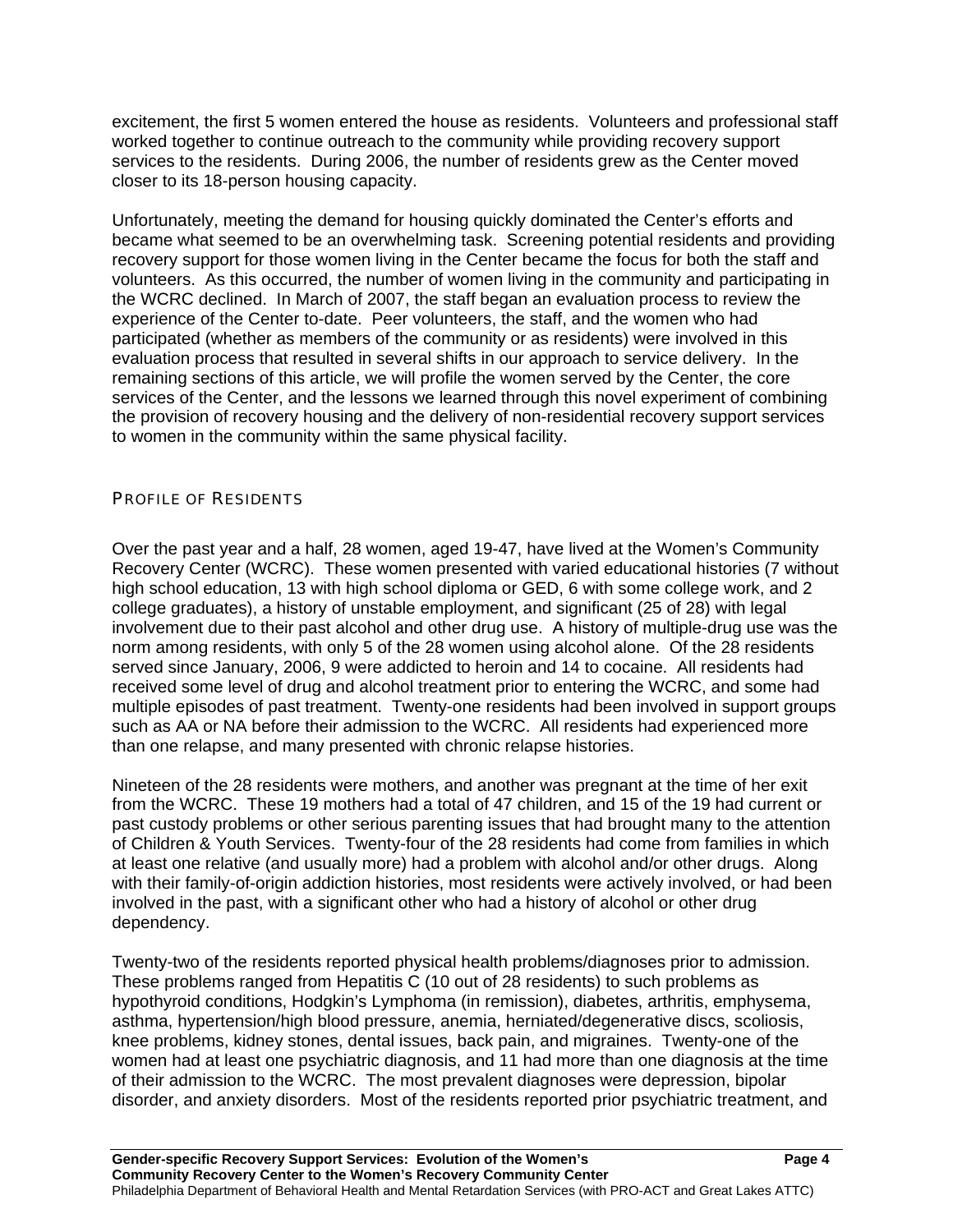excitement, the first 5 women entered the house as residents. Volunteers and professional staff worked together to continue outreach to the community while providing recovery support services to the residents. During 2006, the number of residents grew as the Center moved closer to its 18-person housing capacity.

Unfortunately, meeting the demand for housing quickly dominated the Center's efforts and became what seemed to be an overwhelming task. Screening potential residents and providing recovery support for those women living in the Center became the focus for both the staff and volunteers. As this occurred, the number of women living in the community and participating in the WCRC declined. In March of 2007, the staff began an evaluation process to review the experience of the Center to-date. Peer volunteers, the staff, and the women who had participated (whether as members of the community or as residents) were involved in this evaluation process that resulted in several shifts in our approach to service delivery. In the remaining sections of this article, we will profile the women served by the Center, the core services of the Center, and the lessons we learned through this novel experiment of combining the provision of recovery housing and the delivery of non-residential recovery support services to women in the community within the same physical facility.

## PROFILE OF RESIDENTS

Over the past year and a half, 28 women, aged 19-47, have lived at the Women's Community Recovery Center (WCRC). These women presented with varied educational histories (7 without high school education, 13 with high school diploma or GED, 6 with some college work, and 2 college graduates), a history of unstable employment, and significant (25 of 28) with legal involvement due to their past alcohol and other drug use. A history of multiple-drug use was the norm among residents, with only 5 of the 28 women using alcohol alone. Of the 28 residents served since January, 2006, 9 were addicted to heroin and 14 to cocaine. All residents had received some level of drug and alcohol treatment prior to entering the WCRC, and some had multiple episodes of past treatment. Twenty-one residents had been involved in support groups such as AA or NA before their admission to the WCRC. All residents had experienced more than one relapse, and many presented with chronic relapse histories.

Nineteen of the 28 residents were mothers, and another was pregnant at the time of her exit from the WCRC. These 19 mothers had a total of 47 children, and 15 of the 19 had current or past custody problems or other serious parenting issues that had brought many to the attention of Children & Youth Services. Twenty-four of the 28 residents had come from families in which at least one relative (and usually more) had a problem with alcohol and/or other drugs. Along with their family-of-origin addiction histories, most residents were actively involved, or had been involved in the past, with a significant other who had a history of alcohol or other drug dependency.

Twenty-two of the residents reported physical health problems/diagnoses prior to admission. These problems ranged from Hepatitis C (10 out of 28 residents) to such problems as hypothyroid conditions, Hodgkin's Lymphoma (in remission), diabetes, arthritis, emphysema, asthma, hypertension/high blood pressure, anemia, herniated/degenerative discs, scoliosis, knee problems, kidney stones, dental issues, back pain, and migraines. Twenty-one of the women had at least one psychiatric diagnosis, and 11 had more than one diagnosis at the time of their admission to the WCRC. The most prevalent diagnoses were depression, bipolar disorder, and anxiety disorders. Most of the residents reported prior psychiatric treatment, and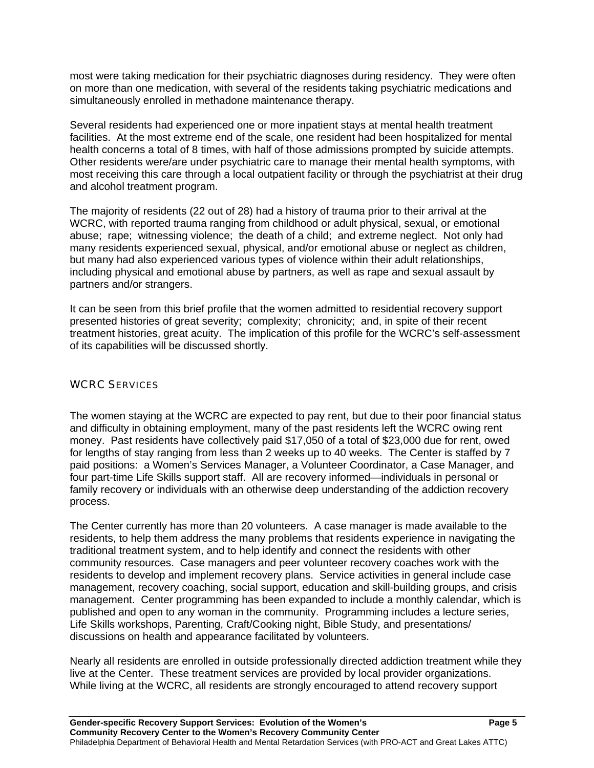most were taking medication for their psychiatric diagnoses during residency. They were often on more than one medication, with several of the residents taking psychiatric medications and simultaneously enrolled in methadone maintenance therapy.

Several residents had experienced one or more inpatient stays at mental health treatment facilities. At the most extreme end of the scale, one resident had been hospitalized for mental health concerns a total of 8 times, with half of those admissions prompted by suicide attempts. Other residents were/are under psychiatric care to manage their mental health symptoms, with most receiving this care through a local outpatient facility or through the psychiatrist at their drug and alcohol treatment program.

The majority of residents (22 out of 28) had a history of trauma prior to their arrival at the WCRC, with reported trauma ranging from childhood or adult physical, sexual, or emotional abuse; rape; witnessing violence; the death of a child; and extreme neglect. Not only had many residents experienced sexual, physical, and/or emotional abuse or neglect as children, but many had also experienced various types of violence within their adult relationships, including physical and emotional abuse by partners, as well as rape and sexual assault by partners and/or strangers.

It can be seen from this brief profile that the women admitted to residential recovery support presented histories of great severity; complexity; chronicity; and, in spite of their recent treatment histories, great acuity. The implication of this profile for the WCRC's self-assessment of its capabilities will be discussed shortly.

## WCRC Services

The women staying at the WCRC are expected to pay rent, but due to their poor financial status and difficulty in obtaining employment, many of the past residents left the WCRC owing rent money. Past residents have collectively paid $17,050 of a total of $23,000 due for rent, owed for lengths of stay ranging from less than 2 weeks up to 40 weeks. The Center is staffed by 7 paid positions: a Women's Services Manager, a Volunteer Coordinator, a Case Manager, and four part-time Life Skills support staff. All are recovery informed—individuals in personal or family recovery or individuals with an otherwise deep understanding of the addiction recovery process.

The Center currently has more than 20 volunteers. A case manager is made available to the residents, to help them address the many problems that residents experience in navigating the traditional treatment system, and to help identify and connect the residents with other community resources. Case managers and peer volunteer recovery coaches work with the residents to develop and implement recovery plans. Service activities in general include case management, recovery coaching, social support, education and skill-building groups, and crisis management. Center programming has been expanded to include a monthly calendar, which is published and open to any woman in the community. Programming includes a lecture series, Life Skills workshops, Parenting, Craft/Cooking night, Bible Study, and presentations/ discussions on health and appearance facilitated by volunteers.

Nearly all residents are enrolled in outside professionally directed addiction treatment while they live at the Center. These treatment services are provided by local provider organizations. While living at the WCRC, all residents are strongly encouraged to attend recovery support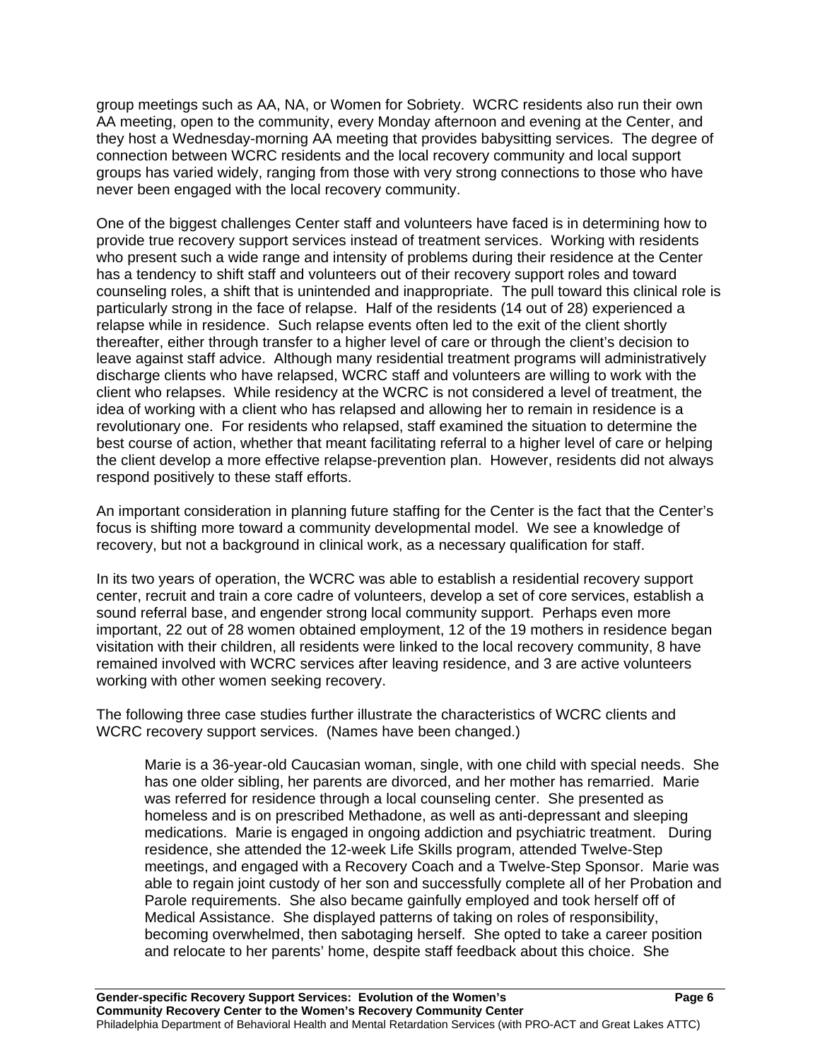group meetings such as AA, NA, or Women for Sobriety. WCRC residents also run their own AA meeting, open to the community, every Monday afternoon and evening at the Center, and they host a Wednesday-morning AA meeting that provides babysitting services. The degree of connection between WCRC residents and the local recovery community and local support groups has varied widely, ranging from those with very strong connections to those who have never been engaged with the local recovery community.

One of the biggest challenges Center staff and volunteers have faced is in determining how to provide true recovery support services instead of treatment services. Working with residents who present such a wide range and intensity of problems during their residence at the Center has a tendency to shift staff and volunteers out of their recovery support roles and toward counseling roles, a shift that is unintended and inappropriate. The pull toward this clinical role is particularly strong in the face of relapse. Half of the residents (14 out of 28) experienced a relapse while in residence. Such relapse events often led to the exit of the client shortly thereafter, either through transfer to a higher level of care or through the client's decision to leave against staff advice. Although many residential treatment programs will administratively discharge clients who have relapsed, WCRC staff and volunteers are willing to work with the client who relapses. While residency at the WCRC is not considered a level of treatment, the idea of working with a client who has relapsed and allowing her to remain in residence is a revolutionary one. For residents who relapsed, staff examined the situation to determine the best course of action, whether that meant facilitating referral to a higher level of care or helping the client develop a more effective relapse-prevention plan. However, residents did not always respond positively to these staff efforts.

An important consideration in planning future staffing for the Center is the fact that the Center's focus is shifting more toward a community developmental model. We see a knowledge of recovery, but not a background in clinical work, as a necessary qualification for staff.

In its two years of operation, the WCRC was able to establish a residential recovery support center, recruit and train a core cadre of volunteers, develop a set of core services, establish a sound referral base, and engender strong local community support. Perhaps even more important, 22 out of 28 women obtained employment, 12 of the 19 mothers in residence began visitation with their children, all residents were linked to the local recovery community, 8 have remained involved with WCRC services after leaving residence, and 3 are active volunteers working with other women seeking recovery.

The following three case studies further illustrate the characteristics of WCRC clients and WCRC recovery support services. (Names have been changed.)

> Marie is a 36-year-old Caucasian woman, single, with one child with special needs. She has one older sibling, her parents are divorced, and her mother has remarried. Marie was referred for residence through a local counseling center. She presented as homeless and is on prescribed Methadone, as well as anti-depressant and sleeping medications. Marie is engaged in ongoing addiction and psychiatric treatment. During residence, she attended the 12-week Life Skills program, attended Twelve-Step meetings, and engaged with a Recovery Coach and a Twelve-Step Sponsor. Marie was able to regain joint custody of her son and successfully complete all of her Probation and Parole requirements. She also became gainfully employed and took herself off of Medical Assistance. She displayed patterns of taking on roles of responsibility, becoming overwhelmed, then sabotaging herself. She opted to take a career position and relocate to her parents' home, despite staff feedback about this choice. She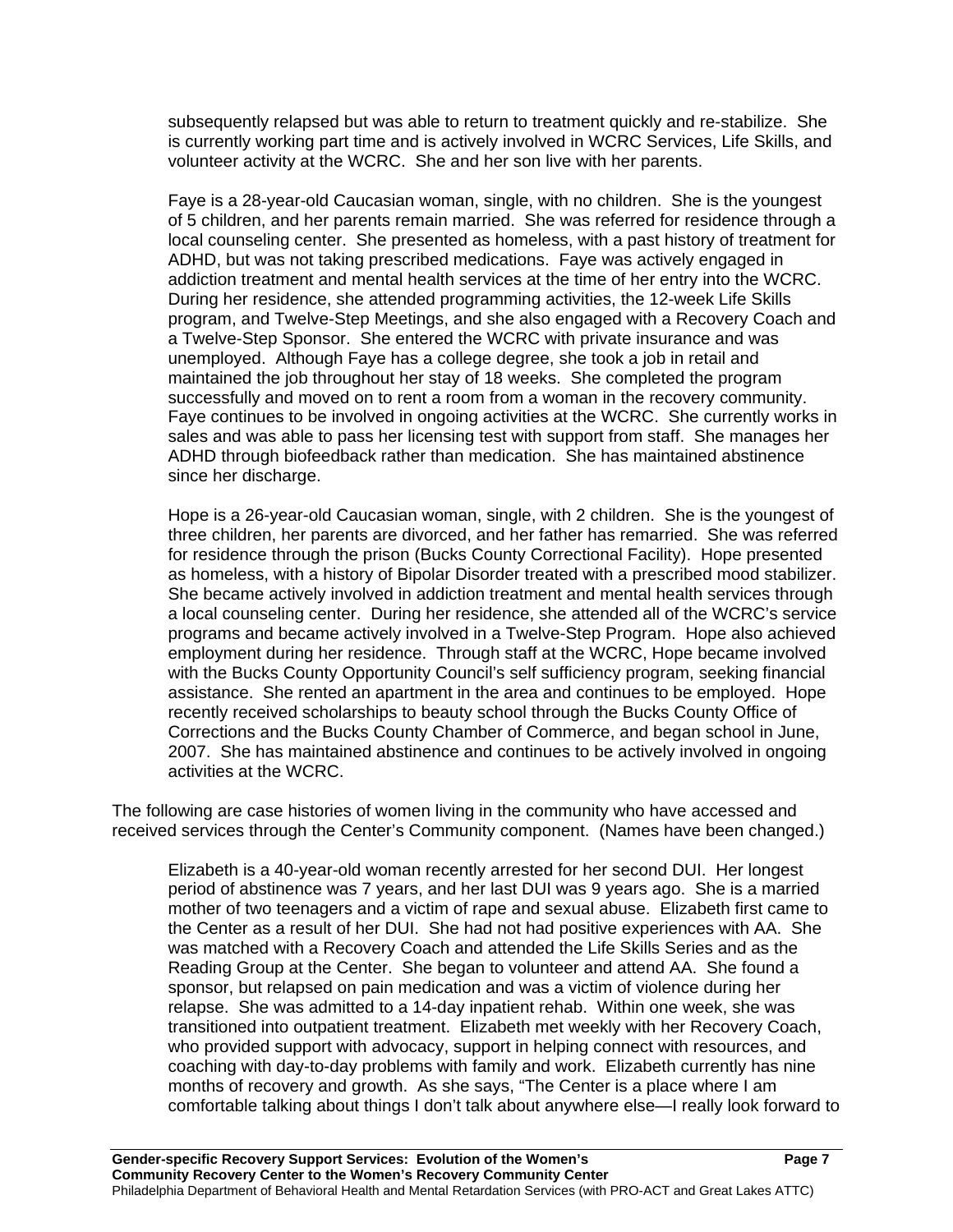subsequently relapsed but was able to return to treatment quickly and re-stabilize. She is currently working part time and is actively involved in WCRC Services, Life Skills, and volunteer activity at the WCRC. She and her son live with her parents.

Faye is a 28-year-old Caucasian woman, single, with no children. She is the youngest of 5 children, and her parents remain married. She was referred for residence through a local counseling center. She presented as homeless, with a past history of treatment for ADHD, but was not taking prescribed medications. Faye was actively engaged in addiction treatment and mental health services at the time of her entry into the WCRC. During her residence, she attended programming activities, the 12-week Life Skills program, and Twelve-Step Meetings, and she also engaged with a Recovery Coach and a Twelve-Step Sponsor. She entered the WCRC with private insurance and was unemployed. Although Faye has a college degree, she took a job in retail and maintained the job throughout her stay of 18 weeks. She completed the program successfully and moved on to rent a room from a woman in the recovery community. Faye continues to be involved in ongoing activities at the WCRC. She currently works in sales and was able to pass her licensing test with support from staff. She manages her ADHD through biofeedback rather than medication. She has maintained abstinence since her discharge.

Hope is a 26-year-old Caucasian woman, single, with 2 children. She is the youngest of three children, her parents are divorced, and her father has remarried. She was referred for residence through the prison (Bucks County Correctional Facility). Hope presented as homeless, with a history of Bipolar Disorder treated with a prescribed mood stabilizer. She became actively involved in addiction treatment and mental health services through a local counseling center. During her residence, she attended all of the WCRC's service programs and became actively involved in a Twelve-Step Program. Hope also achieved employment during her residence. Through staff at the WCRC, Hope became involved with the Bucks County Opportunity Council's self sufficiency program, seeking financial assistance. She rented an apartment in the area and continues to be employed. Hope recently received scholarships to beauty school through the Bucks County Office of Corrections and the Bucks County Chamber of Commerce, and began school in June, 2007. She has maintained abstinence and continues to be actively involved in ongoing activities at the WCRC.

The following are case histories of women living in the community who have accessed and received services through the Center's Community component. (Names have been changed.)

Elizabeth is a 40-year-old woman recently arrested for her second DUI. Her longest period of abstinence was 7 years, and her last DUI was 9 years ago. She is a married mother of two teenagers and a victim of rape and sexual abuse. Elizabeth first came to the Center as a result of her DUI. She had not had positive experiences with AA. She was matched with a Recovery Coach and attended the Life Skills Series and as the Reading Group at the Center. She began to volunteer and attend AA. She found a sponsor, but relapsed on pain medication and was a victim of violence during her relapse. She was admitted to a 14-day inpatient rehab. Within one week, she was transitioned into outpatient treatment. Elizabeth met weekly with her Recovery Coach, who provided support with advocacy, support in helping connect with resources, and coaching with day-to-day problems with family and work. Elizabeth currently has nine months of recovery and growth. As she says, "The Center is a place where I am comfortable talking about things I don't talk about anywhere else—I really look forward to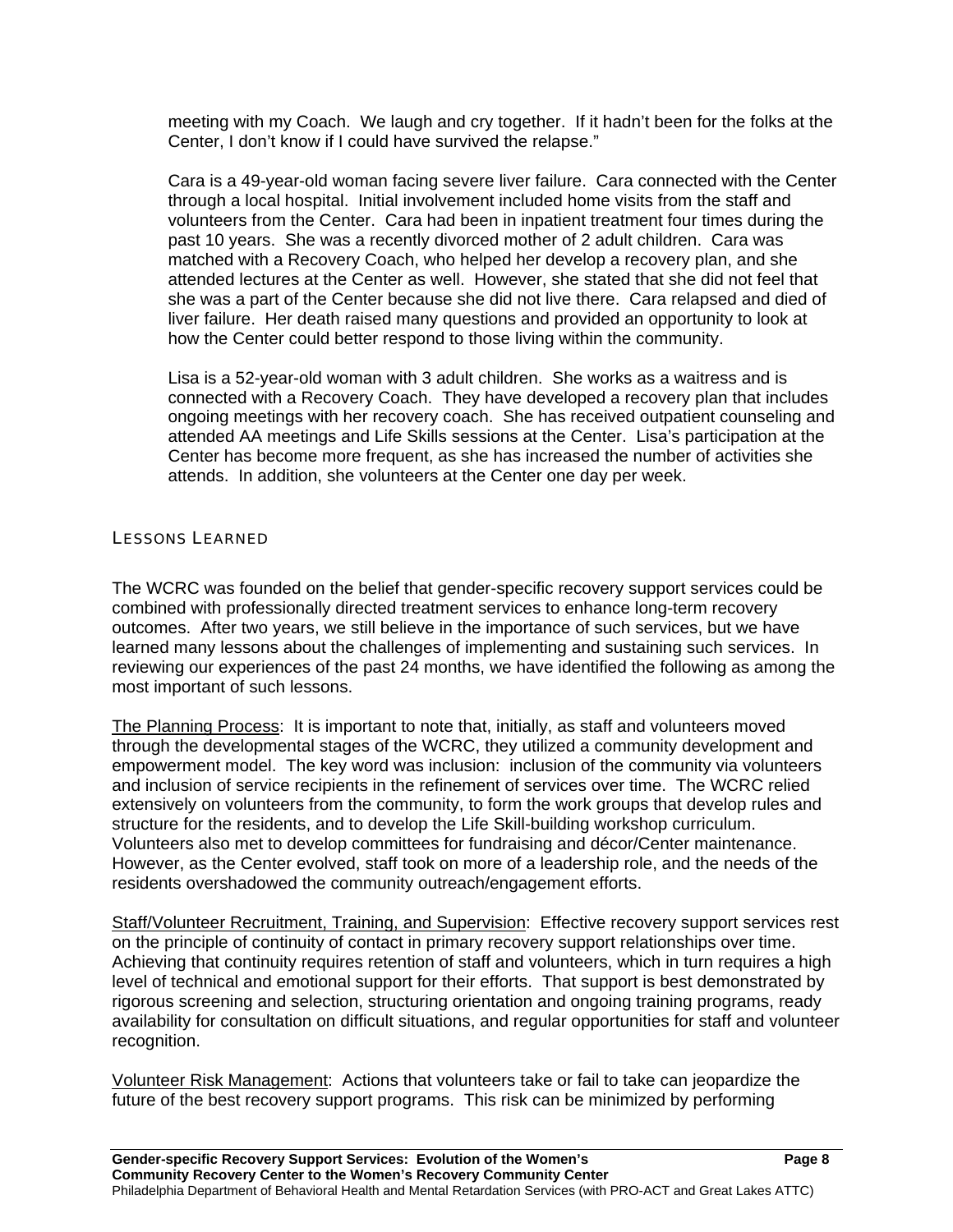meeting with my Coach. We laugh and cry together. If it hadn't been for the folks at the Center, I don't know if I could have survived the relapse."

Cara is a 49-year-old woman facing severe liver failure. Cara connected with the Center through a local hospital. Initial involvement included home visits from the staff and volunteers from the Center. Cara had been in inpatient treatment four times during the past 10 years. She was a recently divorced mother of 2 adult children. Cara was matched with a Recovery Coach, who helped her develop a recovery plan, and she attended lectures at the Center as well. However, she stated that she did not feel that she was a part of the Center because she did not live there. Cara relapsed and died of liver failure. Her death raised many questions and provided an opportunity to look at how the Center could better respond to those living within the community.

Lisa is a 52-year-old woman with 3 adult children. She works as a waitress and is connected with a Recovery Coach. They have developed a recovery plan that includes ongoing meetings with her recovery coach. She has received outpatient counseling and attended AA meetings and Life Skills sessions at the Center. Lisa's participation at the Center has become more frequent, as she has increased the number of activities she attends. In addition, she volunteers at the Center one day per week.

## LESSONS LEARNED

The WCRC was founded on the belief that gender-specific recovery support services could be combined with professionally directed treatment services to enhance long-term recovery outcomes. After two years, we still believe in the importance of such services, but we have learned many lessons about the challenges of implementing and sustaining such services. In reviewing our experiences of the past 24 months, we have identified the following as among the most important of such lessons.

<u>The Planning Process</u>: It is important to note that, initially, as staff and volunteers moved through the developmental stages of the WCRC, they utilized a community development and empowerment model. The key word was inclusion: inclusion of the community via volunteers and inclusion of service recipients in the refinement of services over time. The WCRC relied extensively on volunteers from the community, to form the work groups that develop rules and structure for the residents, and to develop the Life Skill-building workshop curriculum. Volunteers also met to develop committees for fundraising and décor/Center maintenance. However, as the Center evolved, staff took on more of a leadership role, and the needs of the residents overshadowed the community outreach/engagement efforts.

<u>Staff/Volunteer Recruitment, Training, and Supervision</u>: Effective recovery support services rest on the principle of continuity of contact in primary recovery support relationships over time. Achieving that continuity requires retention of staff and volunteers, which in turn requires a high level of technical and emotional support for their efforts. That support is best demonstrated by rigorous screening and selection, structuring orientation and ongoing training programs, ready availability for consultation on difficult situations, and regular opportunities for staff and volunteer recognition.

<u>Volunteer Risk Management</u>: Actions that volunteers take or fail to take can jeopardize the future of the best recovery support programs. This risk can be minimized by performing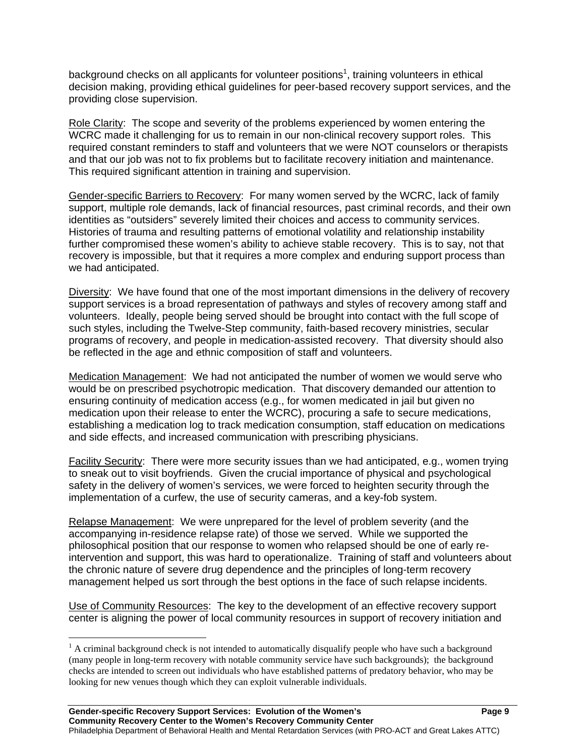background checks on all applicants for volunteer positions[1], training volunteers in ethical decision making, providing ethical guidelines for peer-based recovery support services, and the providing close supervision.

<u>Role Clarity</u>: The scope and severity of the problems experienced by women entering the WCRC made it challenging for us to remain in our non-clinical recovery support roles. This required constant reminders to staff and volunteers that we were NOT counselors or therapists and that our job was not to fix problems but to facilitate recovery initiation and maintenance. This required significant attention in training and supervision.

<u>Gender-specific Barriers to Recovery</u>: For many women served by the WCRC, lack of family support, multiple role demands, lack of financial resources, past criminal records, and their own identities as "outsiders" severely limited their choices and access to community services. Histories of trauma and resulting patterns of emotional volatility and relationship instability further compromised these women's ability to achieve stable recovery. This is to say, not that recovery is impossible, but that it requires a more complex and enduring support process than we had anticipated.

<u>Diversity</u>: We have found that one of the most important dimensions in the delivery of recovery support services is a broad representation of pathways and styles of recovery among staff and volunteers. Ideally, people being served should be brought into contact with the full scope of such styles, including the Twelve-Step community, faith-based recovery ministries, secular programs of recovery, and people in medication-assisted recovery. That diversity should also be reflected in the age and ethnic composition of staff and volunteers.

<u>Medication Management</u>: We had not anticipated the number of women we would serve who would be on prescribed psychotropic medication. That discovery demanded our attention to ensuring continuity of medication access (e.g., for women medicated in jail but given no medication upon their release to enter the WCRC), procuring a safe to secure medications, establishing a medication log to track medication consumption, staff education on medications and side effects, and increased communication with prescribing physicians.

<u>Facility Security</u>: There were more security issues than we had anticipated, e.g., women trying to sneak out to visit boyfriends. Given the crucial importance of physical and psychological safety in the delivery of women's services, we were forced to heighten security through the implementation of a curfew, the use of security cameras, and a key-fob system.

<u>Relapse Management</u>: We were unprepared for the level of problem severity (and the accompanying in-residence relapse rate) of those we served. While we supported the philosophical position that our response to women who relapsed should be one of early re-intervention and support, this was hard to operationalize. Training of staff and volunteers about the chronic nature of severe drug dependence and the principles of long-term recovery management helped us sort through the best options in the face of such relapse incidents.

<u>Use of Community Resources</u>: The key to the development of an effective recovery support center is aligning the power of local community resources in support of recovery initiation and

---

[1] A criminal background check is not intended to automatically disqualify people who have such a background (many people in long-term recovery with notable community service have such backgrounds); the background checks are intended to screen out individuals who have established patterns of predatory behavior, who may be looking for new venues though which they can exploit vulnerable individuals.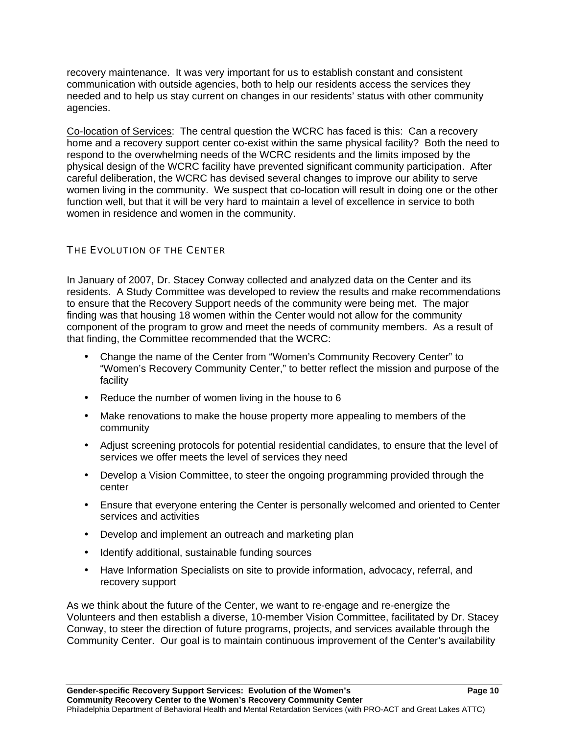recovery maintenance. It was very important for us to establish constant and consistent communication with outside agencies, both to help our residents access the services they needed and to help us stay current on changes in our residents' status with other community agencies.

Co-location of Services: The central question the WCRC has faced is this: Can a recovery home and a recovery support center co-exist within the same physical facility? Both the need to respond to the overwhelming needs of the WCRC residents and the limits imposed by the physical design of the WCRC facility have prevented significant community participation. After careful deliberation, the WCRC has devised several changes to improve our ability to serve women living in the community. We suspect that co-location will result in doing one or the other function well, but that it will be very hard to maintain a level of excellence in service to both women in residence and women in the community.

## THE EVOLUTION OF THE CENTER

In January of 2007, Dr. Stacey Conway collected and analyzed data on the Center and its residents. A Study Committee was developed to review the results and make recommendations to ensure that the Recovery Support needs of the community were being met. The major finding was that housing 18 women within the Center would not allow for the community component of the program to grow and meet the needs of community members. As a result of that finding, the Committee recommended that the WCRC:

- Change the name of the Center from "Women's Community Recovery Center" to "Women's Recovery Community Center," to better reflect the mission and purpose of the facility
- Reduce the number of women living in the house to 6
- Make renovations to make the house property more appealing to members of the community
- Adjust screening protocols for potential residential candidates, to ensure that the level of services we offer meets the level of services they need
- Develop a Vision Committee, to steer the ongoing programming provided through the center
- Ensure that everyone entering the Center is personally welcomed and oriented to Center services and activities
- Develop and implement an outreach and marketing plan
- Identify additional, sustainable funding sources
- Have Information Specialists on site to provide information, advocacy, referral, and recovery support

As we think about the future of the Center, we want to re-engage and re-energize the Volunteers and then establish a diverse, 10-member Vision Committee, facilitated by Dr. Stacey Conway, to steer the direction of future programs, projects, and services available through the Community Center. Our goal is to maintain continuous improvement of the Center's availability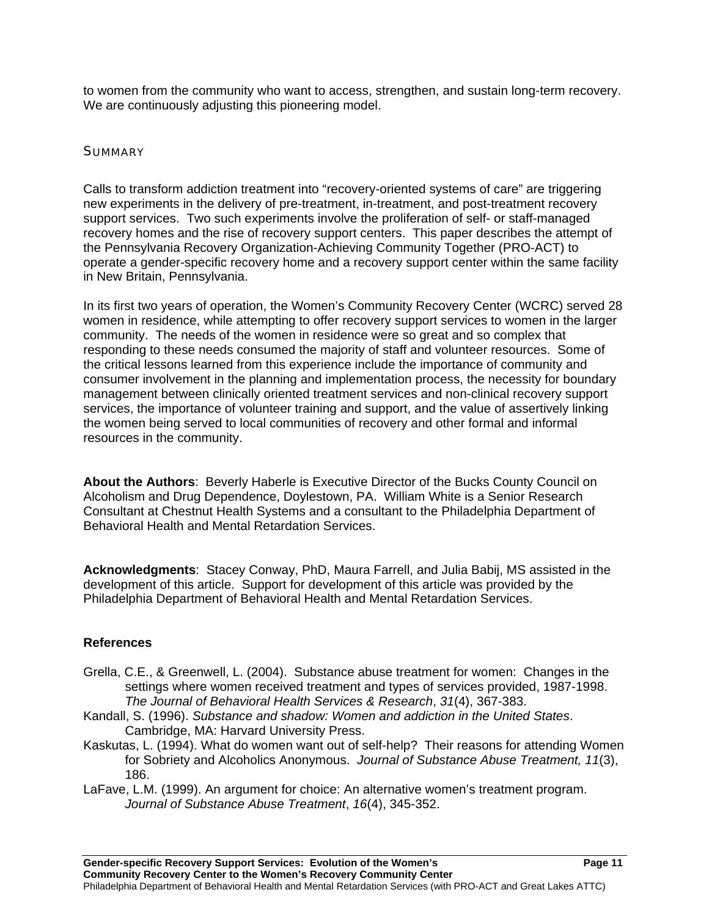to women from the community who want to access, strengthen, and sustain long-term recovery. We are continuously adjusting this pioneering model.

## Summary

Calls to transform addiction treatment into "recovery-oriented systems of care" are triggering new experiments in the delivery of pre-treatment, in-treatment, and post-treatment recovery support services. Two such experiments involve the proliferation of self- or staff-managed recovery homes and the rise of recovery support centers. This paper describes the attempt of the Pennsylvania Recovery Organization-Achieving Community Together (PRO-ACT) to operate a gender-specific recovery home and a recovery support center within the same facility in New Britain, Pennsylvania.

In its first two years of operation, the Women's Community Recovery Center (WCRC) served 28 women in residence, while attempting to offer recovery support services to women in the larger community. The needs of the women in residence were so great and so complex that responding to these needs consumed the majority of staff and volunteer resources. Some of the critical lessons learned from this experience include the importance of community and consumer involvement in the planning and implementation process, the necessity for boundary management between clinically oriented treatment services and non-clinical recovery support services, the importance of volunteer training and support, and the value of assertively linking the women being served to local communities of recovery and other formal and informal resources in the community.

**About the Authors**: Beverly Haberle is Executive Director of the Bucks County Council on Alcoholism and Drug Dependence, Doylestown, PA. William White is a Senior Research Consultant at Chestnut Health Systems and a consultant to the Philadelphia Department of Behavioral Health and Mental Retardation Services.

**Acknowledgments**: Stacey Conway, PhD, Maura Farrell, and Julia Babij, MS assisted in the development of this article. Support for development of this article was provided by the Philadelphia Department of Behavioral Health and Mental Retardation Services.

**References**

Grella, C.E., & Greenwell, L. (2004). Substance abuse treatment for women: Changes in the settings where women received treatment and types of services provided, 1987-1998. *The Journal of Behavioral Health Services & Research*, *31*(4), 367-383.

Kandall, S. (1996). *Substance and shadow: Women and addiction in the United States*. Cambridge, MA: Harvard University Press.

Kaskutas, L. (1994). What do women want out of self-help? Their reasons for attending Women for Sobriety and Alcoholics Anonymous. *Journal of Substance Abuse Treatment, 11*(3), 186.

LaFave, L.M. (1999). An argument for choice: An alternative women's treatment program. *Journal of Substance Abuse Treatment*, *16*(4), 345-352.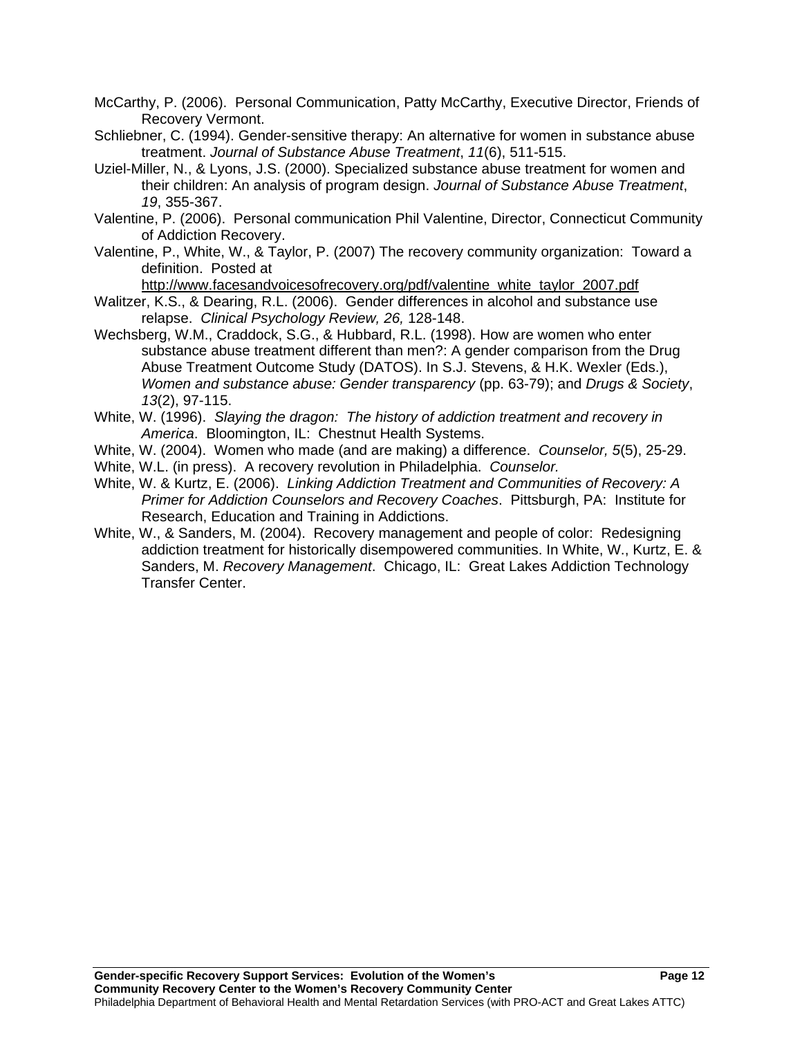McCarthy, P. (2006). Personal Communication, Patty McCarthy, Executive Director, Friends of Recovery Vermont.

Schliebner, C. (1994). Gender-sensitive therapy: An alternative for women in substance abuse treatment. *Journal of Substance Abuse Treatment*, *11*(6), 511-515.

Uziel-Miller, N., & Lyons, J.S. (2000). Specialized substance abuse treatment for women and their children: An analysis of program design. *Journal of Substance Abuse Treatment*, *19*, 355-367.

Valentine, P. (2006). Personal communication Phil Valentine, Director, Connecticut Community of Addiction Recovery.

Valentine, P., White, W., & Taylor, P. (2007) The recovery community organization: Toward a definition. Posted at http://www.facesandvoicesofrecovery.org/pdf/valentine_white_taylor_2007.pdf

Walitzer, K.S., & Dearing, R.L. (2006). Gender differences in alcohol and substance use relapse. *Clinical Psychology Review, 26,* 128-148.

Wechsberg, W.M., Craddock, S.G., & Hubbard, R.L. (1998). How are women who enter substance abuse treatment different than men?: A gender comparison from the Drug Abuse Treatment Outcome Study (DATOS). In S.J. Stevens, & H.K. Wexler (Eds.), *Women and substance abuse: Gender transparency* (pp. 63-79); and *Drugs & Society*, *13*(2), 97-115.

White, W. (1996). *Slaying the dragon: The history of addiction treatment and recovery in America*. Bloomington, IL: Chestnut Health Systems.

White, W. (2004). Women who made (and are making) a difference. *Counselor, 5*(5), 25-29.

White, W.L. (in press). A recovery revolution in Philadelphia. *Counselor.*

White, W. & Kurtz, E. (2006). *Linking Addiction Treatment and Communities of Recovery: A Primer for Addiction Counselors and Recovery Coaches*. Pittsburgh, PA: Institute for Research, Education and Training in Addictions.

White, W., & Sanders, M. (2004). Recovery management and people of color: Redesigning addiction treatment for historically disempowered communities. In White, W., Kurtz, E. & Sanders, M. *Recovery Management*. Chicago, IL: Great Lakes Addiction Technology Transfer Center.